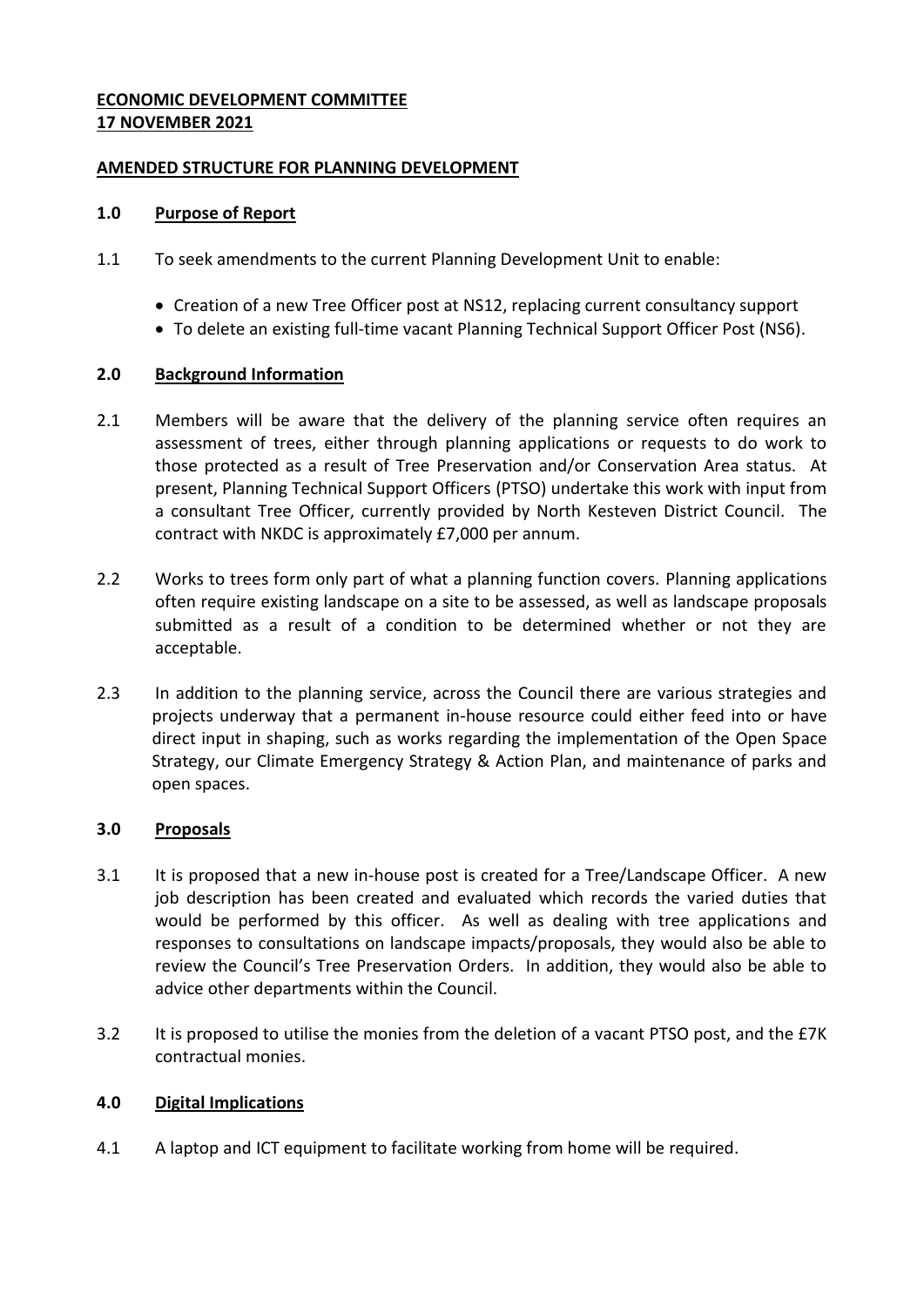**ECONOMIC DEVELOPMENT COMMITTEE**
**17 NOVEMBER 2021**

**AMENDED STRUCTURE FOR PLANNING DEVELOPMENT**

## 1.0 Purpose of Report

1.1 To seek amendments to the current Planning Development Unit to enable:

- Creation of a new Tree Officer post at NS12, replacing current consultancy support
- To delete an existing full-time vacant Planning Technical Support Officer Post (NS6).

## 2.0 Background Information

2.1 Members will be aware that the delivery of the planning service often requires an assessment of trees, either through planning applications or requests to do work to those protected as a result of Tree Preservation and/or Conservation Area status. At present, Planning Technical Support Officers (PTSO) undertake this work with input from a consultant Tree Officer, currently provided by North Kesteven District Council. The contract with NKDC is approximately £7,000 per annum.

2.2 Works to trees form only part of what a planning function covers. Planning applications often require existing landscape on a site to be assessed, as well as landscape proposals submitted as a result of a condition to be determined whether or not they are acceptable.

2.3 In addition to the planning service, across the Council there are various strategies and projects underway that a permanent in-house resource could either feed into or have direct input in shaping, such as works regarding the implementation of the Open Space Strategy, our Climate Emergency Strategy & Action Plan, and maintenance of parks and open spaces.

## 3.0 Proposals

3.1 It is proposed that a new in-house post is created for a Tree/Landscape Officer. A new job description has been created and evaluated which records the varied duties that would be performed by this officer. As well as dealing with tree applications and responses to consultations on landscape impacts/proposals, they would also be able to review the Council's Tree Preservation Orders. In addition, they would also be able to advice other departments within the Council.

3.2 It is proposed to utilise the monies from the deletion of a vacant PTSO post, and the £7K contractual monies.

## 4.0 Digital Implications

4.1 A laptop and ICT equipment to facilitate working from home will be required.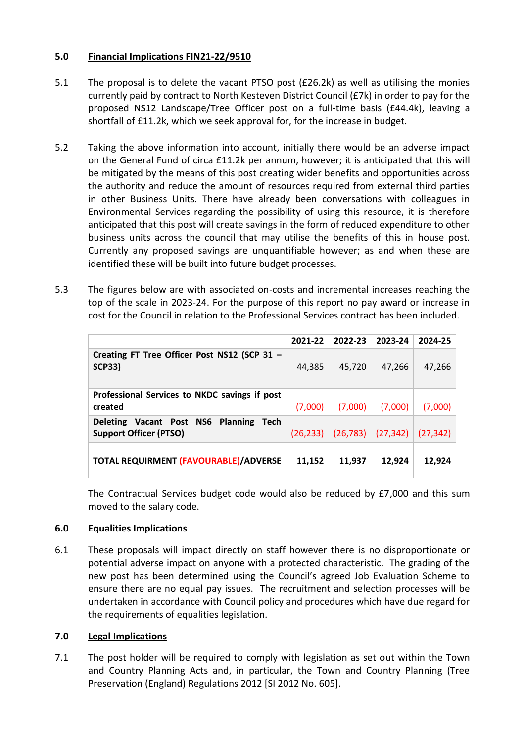## 5.0 Financial Implications FIN21-22/9510

5.1 The proposal is to delete the vacant PTSO post (£26.2k) as well as utilising the monies currently paid by contract to North Kesteven District Council (£7k) in order to pay for the proposed NS12 Landscape/Tree Officer post on a full-time basis (£44.4k), leaving a shortfall of £11.2k, which we seek approval for, for the increase in budget.

5.2 Taking the above information into account, initially there would be an adverse impact on the General Fund of circa £11.2k per annum, however; it is anticipated that this will be mitigated by the means of this post creating wider benefits and opportunities across the authority and reduce the amount of resources required from external third parties in other Business Units. There have already been conversations with colleagues in Environmental Services regarding the possibility of using this resource, it is therefore anticipated that this post will create savings in the form of reduced expenditure to other business units across the council that may utilise the benefits of this in house post. Currently any proposed savings are unquantifiable however; as and when these are identified these will be built into future budget processes.

5.3 The figures below are with associated on-costs and incremental increases reaching the top of the scale in 2023-24. For the purpose of this report no pay award or increase in cost for the Council in relation to the Professional Services contract has been included.

| | 2021-22 | 2022-23 | 2023-24 | 2024-25 |
|---|---|---|---|---|
| **Creating FT Tree Officer Post NS12 (SCP 31 – SCP33)** | 44,385 | 45,720 | 47,266 | 47,266 |
| **Professional Services to NKDC savings if post created** | (7,000) | (7,000) | (7,000) | (7,000) |
| **Deleting Vacant Post NS6 Planning Tech Support Officer (PTSO)** | (26,233) | (26,783) | (27,342) | (27,342) |
| **TOTAL REQUIRMENT (FAVOURABLE)/ADVERSE** | **11,152** | **11,937** | **12,924** | **12,924** |

The Contractual Services budget code would also be reduced by £7,000 and this sum moved to the salary code.

## 6.0 Equalities Implications

6.1 These proposals will impact directly on staff however there is no disproportionate or potential adverse impact on anyone with a protected characteristic. The grading of the new post has been determined using the Council's agreed Job Evaluation Scheme to ensure there are no equal pay issues. The recruitment and selection processes will be undertaken in accordance with Council policy and procedures which have due regard for the requirements of equalities legislation.

## 7.0 Legal Implications

7.1 The post holder will be required to comply with legislation as set out within the Town and Country Planning Acts and, in particular, the Town and Country Planning (Tree Preservation (England) Regulations 2012 [SI 2012 No. 605].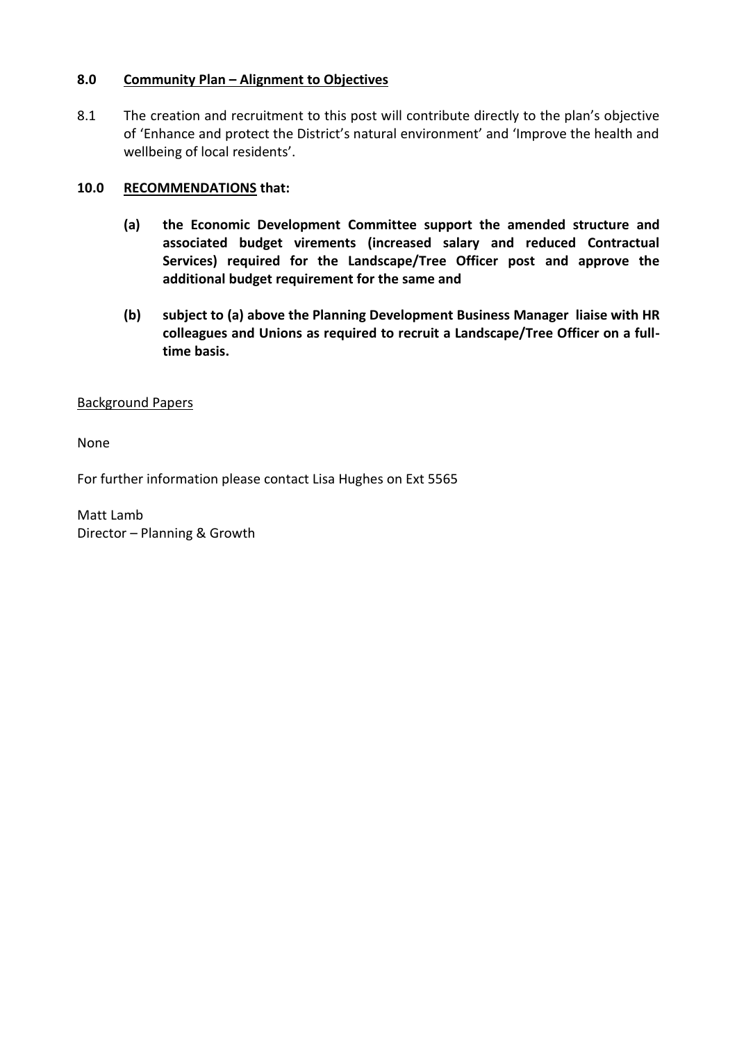## 8.0 Community Plan – Alignment to Objectives

8.1 The creation and recruitment to this post will contribute directly to the plan's objective of 'Enhance and protect the District's natural environment' and 'Improve the health and wellbeing of local residents'.

## 10.0 RECOMMENDATIONS that:

**(a) the Economic Development Committee support the amended structure and associated budget virements (increased salary and reduced Contractual Services) required for the Landscape/Tree Officer post and approve the additional budget requirement for the same and**

**(b) subject to (a) above the Planning Development Business Manager liaise with HR colleagues and Unions as required to recruit a Landscape/Tree Officer on a full-time basis.**

Background Papers

None

For further information please contact Lisa Hughes on Ext 5565

Matt Lamb
Director – Planning & Growth